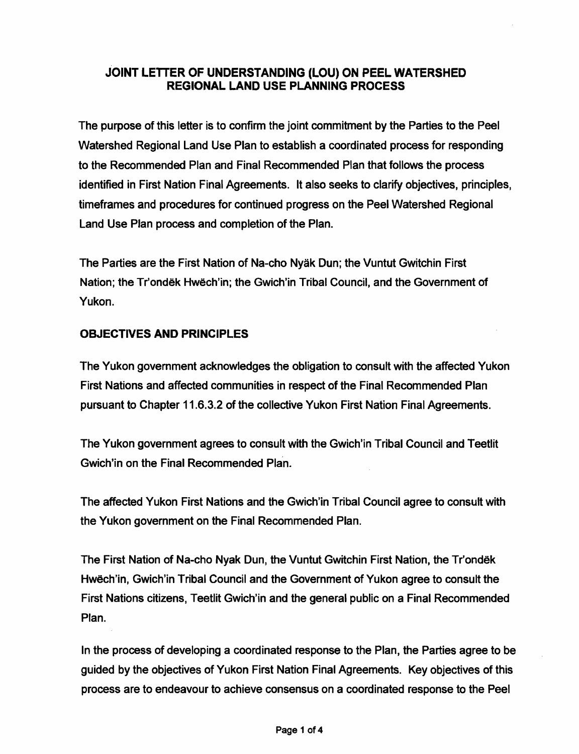## JOINT LETTER OF UNDERSTANDING (LOU) ON PEEL WATERSHED REGIONAL LAND USE PLANNING PROCESS

The purpose of this letter is to confirm the joint commitment by the Parties to the Peel Watershed Regional Land Use Plan to establish a coordinated process for responding to the Recommended Plan and Final Recommended Plan that follows the process identified in First Nation Final Agreements. It also seeks to clarify objectives, principles, timeframes and procedures for continued progress on the Peel Watershed Regional Land Use Plan process and completion of the Plan.

The Parties are the First Nation of Na-cho Nyäk Dun; the Vuntut Gwitchin First Nation; the Tr'ondëk Hwëch'in; the Gwich'in Tribal Council, and the Government of Yukon.

### OBJECTIVES AND PRINCIPLES

The Yukon government acknowledges the obligation to consult with the affected Yukon First Nations and affected communities in respect of the Final Recommended Plan pursuant to Chapter 11.6.3.2 of the collective Yukon First Nation Final Agreements.

The Yukon government agrees to consult with the Gwich'in Tribal Council and Teetlit Gwich'in on the Final Recommended Plan.

The affected Yukon First Nations and the Gwich'in Tribal Council agree to consult with the Yukon government on the Final Recommended Plan.

The First Nation of Na-cho Nyak Dun, the Vuntut Gwitchin First Nation, the Tr'ondëk Hwëch'in, Gwich'in Tribal Council and the Government of Yukon agree to consult the First Nations citizens, Teetlit Gwich'in and the general public on a Final Recommended Plan.

In the process of developing a coordinated response to the Plan, the Parties agree to be guided by the objectives of Yukon First Nation Final Agreements. Key objectives of this process are to endeavour to achieve consensus on a coordinated response to the Peel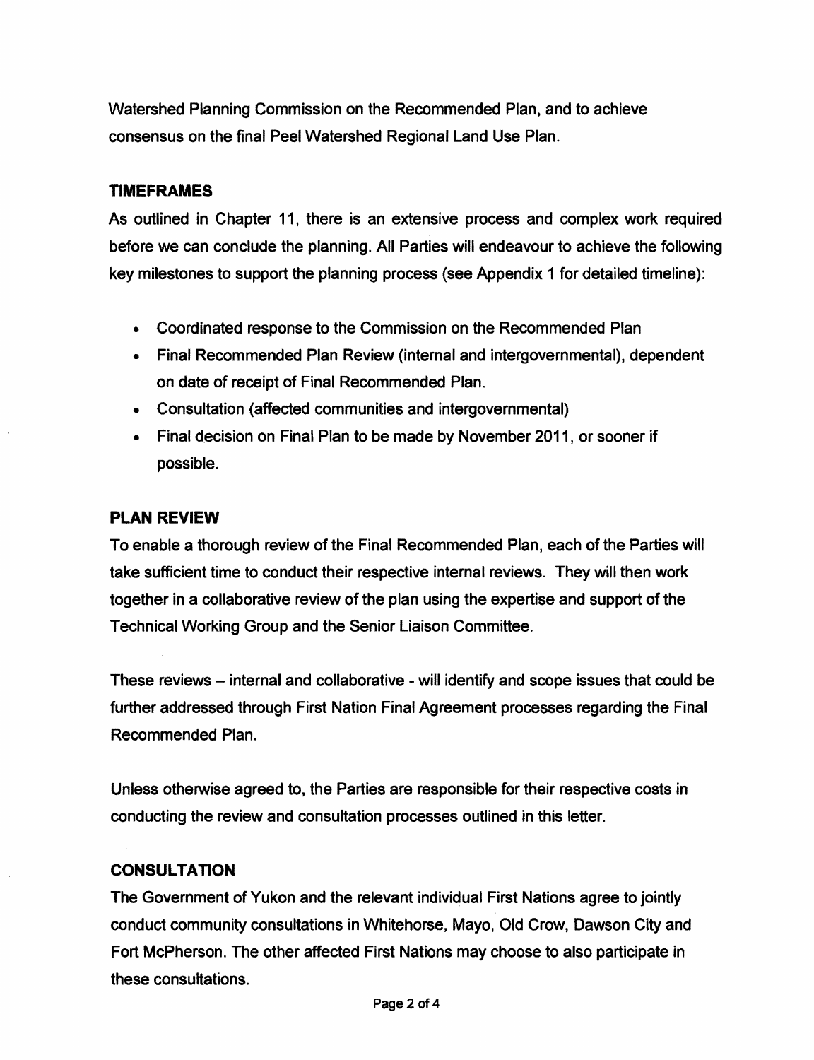Watershed Planning Commission on the Recommended Plan, and to achieve consensus on the final Peel Watershed Regional Land Use Plan.

## TIMEFRAMES

As outlined in Chapter 11, there is an extensive process and complex work required before we can conclude the planning. All Parties will endeavour to achieve the following key milestones to support the planning process (see Appendix 1 for detailed timeline):

- Coordinated response to the Commission on the Recommended Plan
- Final Recommended Plan Review (internal and intergovernmental), dependent on date of receipt of Final Recommended Plan.
- Consultation (affected communities and intergovernmental)
- Final decision on Final Plan to be made by November 2011, or sooner if possible.

## PLAN REVIEW

To enable a thorough review of the Final Recommended Plan, each of the Parties will take sufficient time to conduct their respective internal reviews. They will then work together in a collaborative review of the plan using the expertise and support of the Technical Working Group and the Senior Liaison Committee.

These reviews – internal and collaborative - will identify and scope issues that could be further addressed through First Nation Final Agreement processes regarding the Final Recommended Plan.

Unless otherwise agreed to, the Parties are responsible for their respective costs in conducting the review and consultation processes outlined in this letter.

## CONSULTATION

The Government of Yukon and the relevant individual First Nations agree to jointly conduct community consultations in Whitehorse, Mayo, Old Crow, Dawson City and Fort McPherson. The other affected First Nations may choose to also participate in these consultations.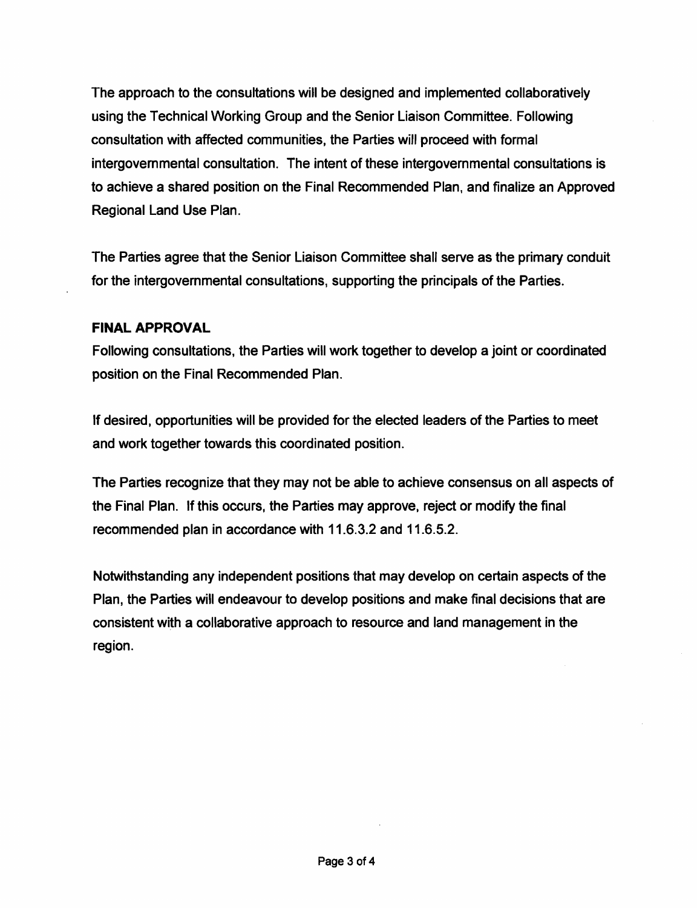The approach to the consultations will be designed and implemented collaboratively using the Technical Working Group and the Senior Liaison Committee. Following consultation with affected communities, the Parties will proceed with formal intergovernmental consultation. The intent of these intergovernmental consultations is to achieve a shared position on the Final Recommended Plan, and finalize an Approved Regional Land Use Plan.

The Parties agree that the Senior Liaison Committee shall serve as the primary conduit for the intergovernmental consultations, supporting the principals of the Parties.

**FINAL APPROVAL**

Following consultations, the Parties will work together to develop a joint or coordinated position on the Final Recommended Plan.

If desired, opportunities will be provided for the elected leaders of the Parties to meet and work together towards this coordinated position.

The Parties recognize that they may not be able to achieve consensus on all aspects of the Final Plan. If this occurs, the Parties may approve, reject or modify the final recommended plan in accordance with 11.6.3.2 and 11.6.5.2.

Notwithstanding any independent positions that may develop on certain aspects of the Plan, the Parties will endeavour to develop positions and make final decisions that are consistent with a collaborative approach to resource and land management in the region.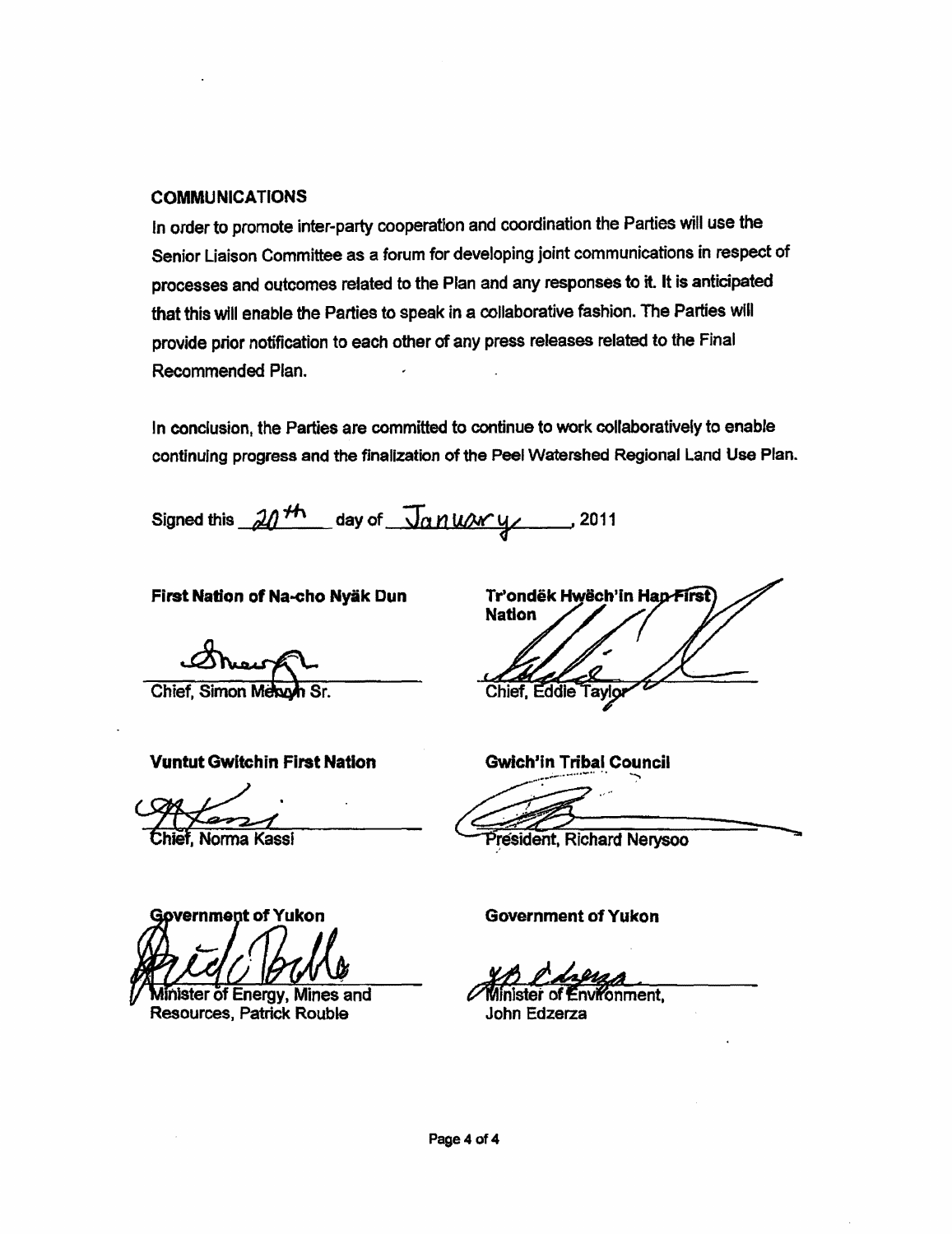## COMMUNICATIONS

In order to promote inter-party cooperation and coordination the Parties will use the Senior Liaison Committee as a forum for developing joint communications in respect of processes and outcomes related to the Plan and any responses to it. It is anticipated that this will enable the Parties to speak in a collaborative fashion. The Parties will provide prior notification to each other of any press releases related to the Final Recommended Plan.

In conclusion, the Parties are committed to continue to work collaboratively to enable continuing progress and the finalization of the Peel Watershed Regional Land Use Plan.

Signed this 20th day of January, 2011

**First Nation of Na-cho Nyäk Dun**

Chief, Simon Mervyn Sr.

**Tr'ondëk Hwëch'in Han First Nation**

Chief, Eddie Taylor

**Vuntut Gwitchin First Nation**

Chief, Norma Kassi

**Gwich'in Tribal Council**

President, Richard Nerysoo

**Government of Yukon**

Minister of Energy, Mines and Resources, Patrick Rouble

**Government of Yukon**

Minister of Environment, John Edzerza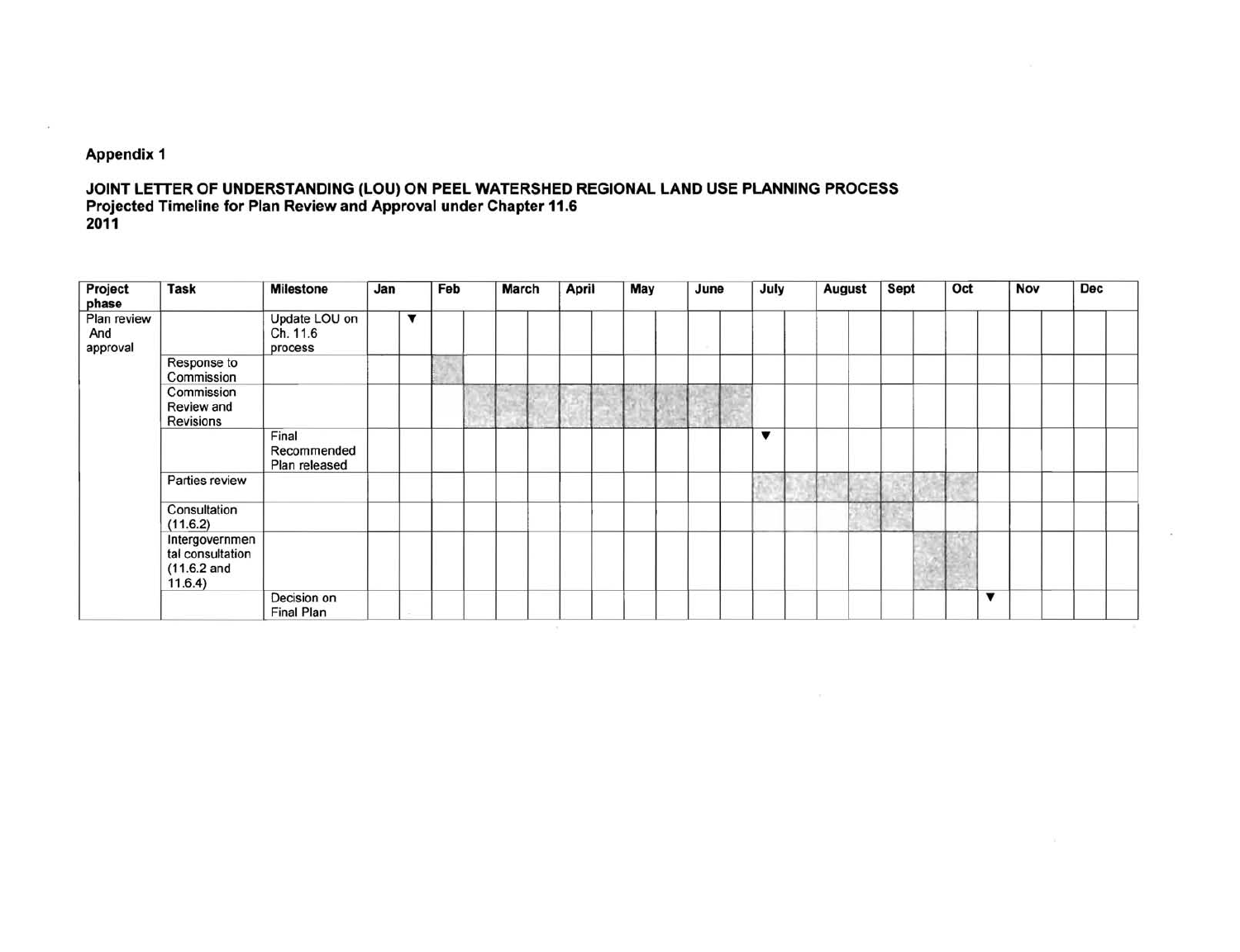**Appendix 1**

**JOINT LETTER OF UNDERSTANDING (LOU) ON PEEL WATERSHED REGIONAL LAND USE PLANNING PROCESS**
**Projected Timeline for Plan Review and Approval under Chapter 11.6**
**2011**

| Project phase | Task | Milestone | Jan | | Feb | | March | | April | | May | | June | | July | | August | | Sept | | Oct | | Nov | | Dec | |
|---|---|---|---|---|---|---|---|---|---|---|---|---|---|---|---|---|---|---|---|---|---|---|---|---|---|---|
| Plan review And approval | | Update LOU on Ch. 11.6 process | | ▼ | | | | | | | | | | | | | | | | | | | | | | |
| | Response to Commission | | | | | | | | | | | | | | | | | | | | | | | | | |
| | Commission Review and Revisions | | | | | | | | | | | | | | | | | | | | | | | | | |
| | | Final Recommended Plan released | | | | | | | | | | | | | ▼ | | | | | | | | | | | |
| | Parties review | | | | | | | | | | | | | | | | | | | | | | | | | |
| | Consultation (11.6.2) | | | | | | | | | | | | | | | | | | | | | | | | | |
| | Intergovernmental consultation (11.6.2 and 11.6.4) | | | | | | | | | | | | | | | | | | | | | | | | | |
| | | Decision on Final Plan | | | | | | | | | | | | | | | | | | | | ▼ | | | | |